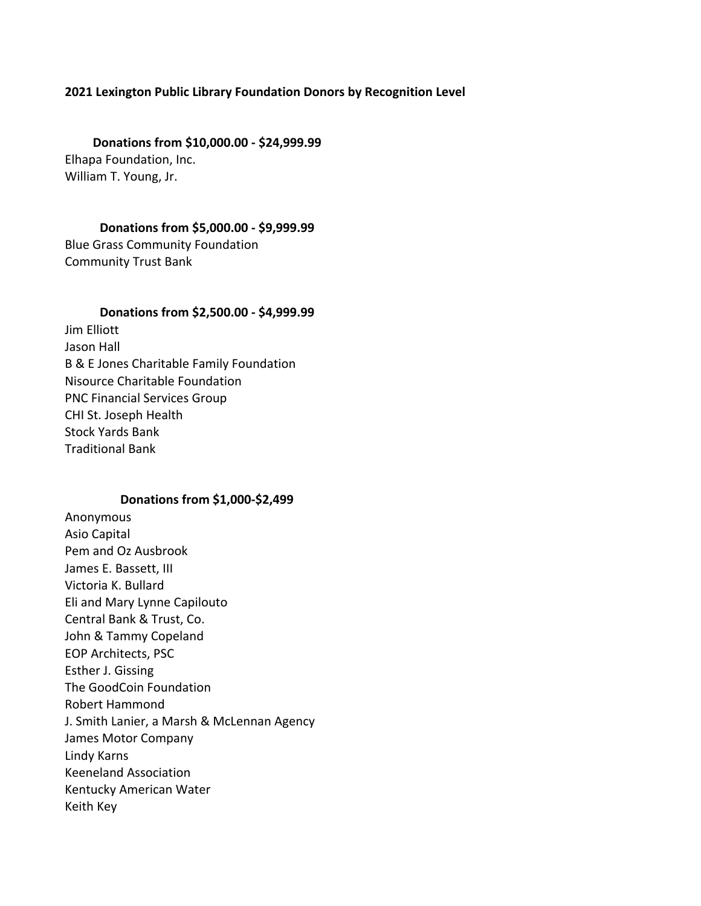**2021 Lexington Public Library Foundation Donors by Recognition Level**

**Donations from $10,000.00 - $24,999.99**

Elhapa Foundation, Inc.
William T. Young, Jr.

**Donations from $5,000.00 - $9,999.99**

Blue Grass Community Foundation
Community Trust Bank

**Donations from $2,500.00 - $4,999.99**

Jim Elliott
Jason Hall
B & E Jones Charitable Family Foundation
Nisource Charitable Foundation
PNC Financial Services Group
CHI St. Joseph Health
Stock Yards Bank
Traditional Bank

**Donations from $1,000-$2,499**

Anonymous
Asio Capital
Pem and Oz Ausbrook
James E. Bassett, III
Victoria K. Bullard
Eli and Mary Lynne Capilouto
Central Bank & Trust, Co.
John & Tammy Copeland
EOP Architects, PSC
Esther J. Gissing
The GoodCoin Foundation
Robert Hammond
J. Smith Lanier, a Marsh & McLennan Agency
James Motor Company
Lindy Karns
Keeneland Association
Kentucky American Water
Keith Key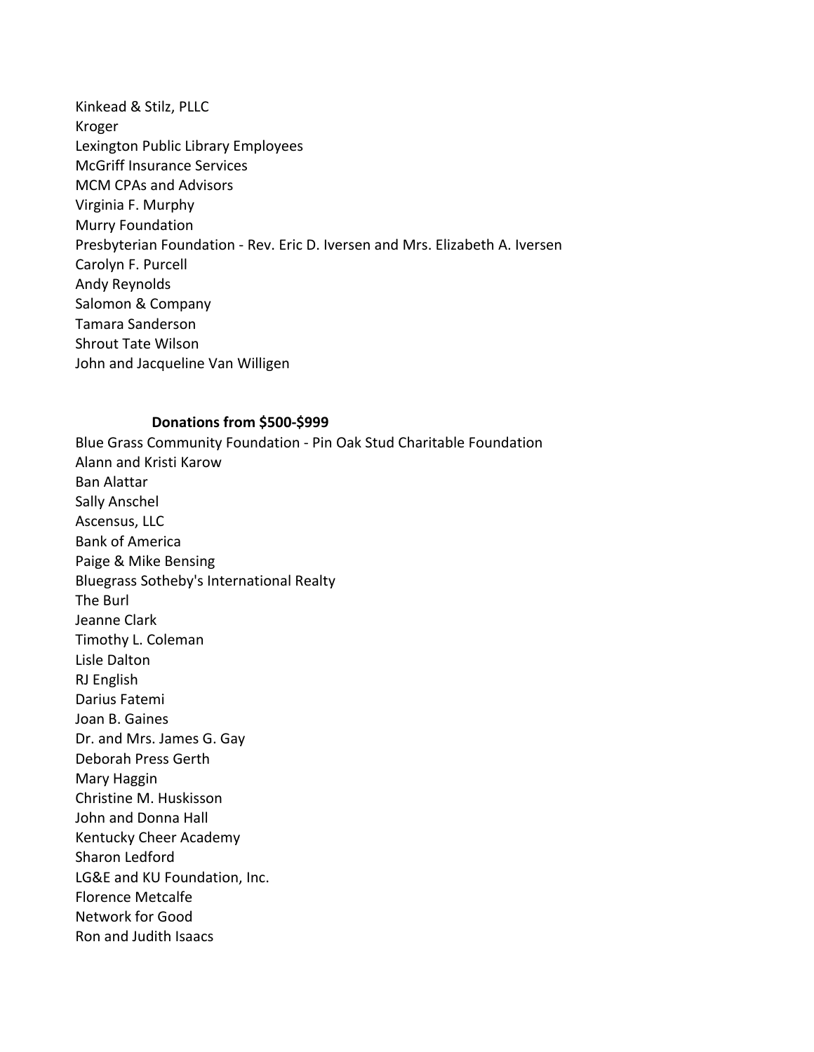Kinkead & Stilz, PLLC
Kroger
Lexington Public Library Employees
McGriff Insurance Services
MCM CPAs and Advisors
Virginia F. Murphy
Murry Foundation
Presbyterian Foundation - Rev. Eric D. Iversen and Mrs. Elizabeth A. Iversen
Carolyn F. Purcell
Andy Reynolds
Salomon & Company
Tamara Sanderson
Shrout Tate Wilson
John and Jacqueline Van Willigen

**Donations from $500-$999**

Blue Grass Community Foundation - Pin Oak Stud Charitable Foundation
Alann and Kristi Karow
Ban Alattar
Sally Anschel
Ascensus, LLC
Bank of America
Paige & Mike Bensing
Bluegrass Sotheby's International Realty
The Burl
Jeanne Clark
Timothy L. Coleman
Lisle Dalton
RJ English
Darius Fatemi
Joan B. Gaines
Dr. and Mrs. James G. Gay
Deborah Press Gerth
Mary Haggin
Christine M. Huskisson
John and Donna Hall
Kentucky Cheer Academy
Sharon Ledford
LG&E and KU Foundation, Inc.
Florence Metcalfe
Network for Good
Ron and Judith Isaacs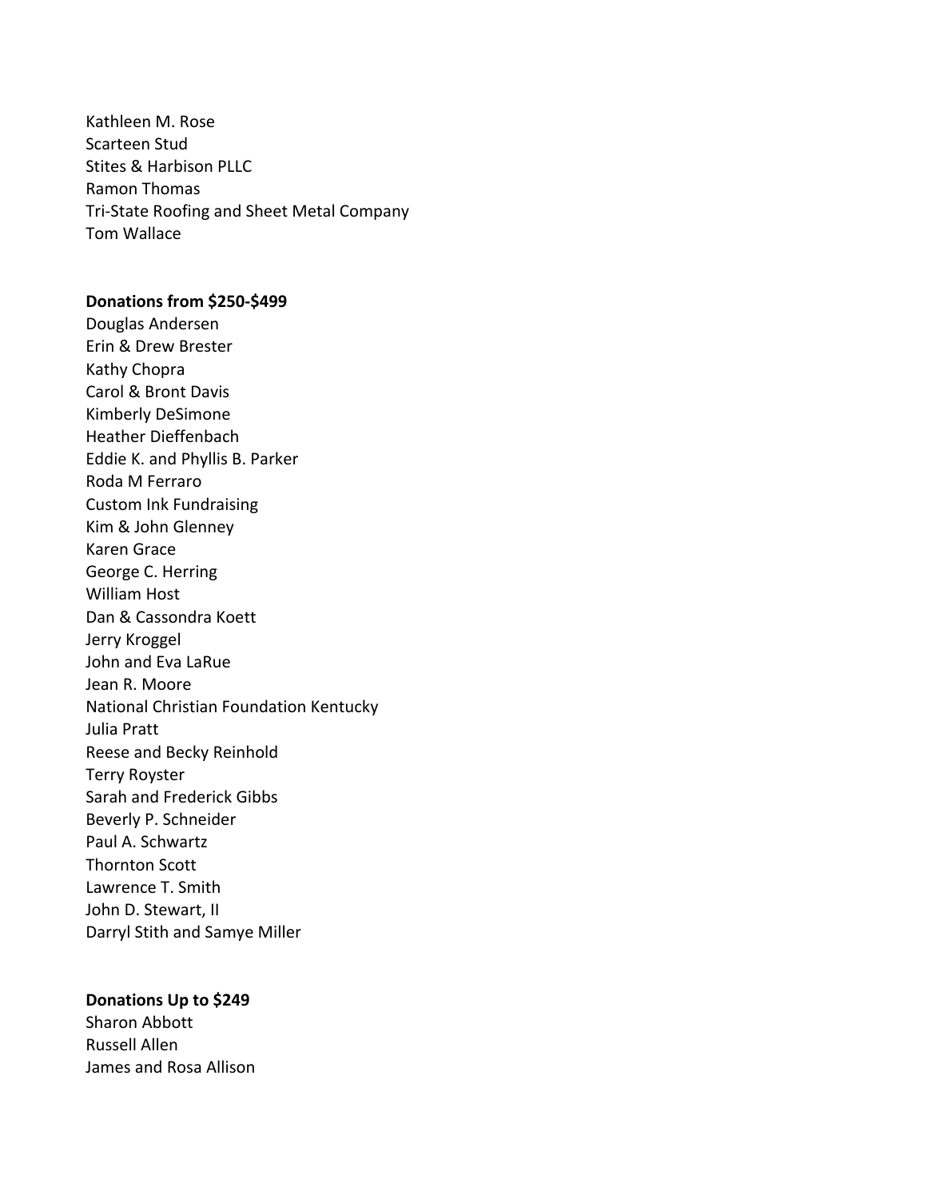Kathleen M. Rose
Scarteen Stud
Stites & Harbison PLLC
Ramon Thomas
Tri-State Roofing and Sheet Metal Company
Tom Wallace

**Donations from $250-$499**

Douglas Andersen
Erin & Drew Brester
Kathy Chopra
Carol & Bront Davis
Kimberly DeSimone
Heather Dieffenbach
Eddie K. and Phyllis B. Parker
Roda M Ferraro
Custom Ink Fundraising
Kim & John Glenney
Karen Grace
George C. Herring
William Host
Dan & Cassondra Koett
Jerry Kroggel
John and Eva LaRue
Jean R. Moore
National Christian Foundation Kentucky
Julia Pratt
Reese and Becky Reinhold
Terry Royster
Sarah and Frederick Gibbs
Beverly P. Schneider
Paul A. Schwartz
Thornton Scott
Lawrence T. Smith
John D. Stewart, II
Darryl Stith and Samye Miller

**Donations Up to $249**

Sharon Abbott
Russell Allen
James and Rosa Allison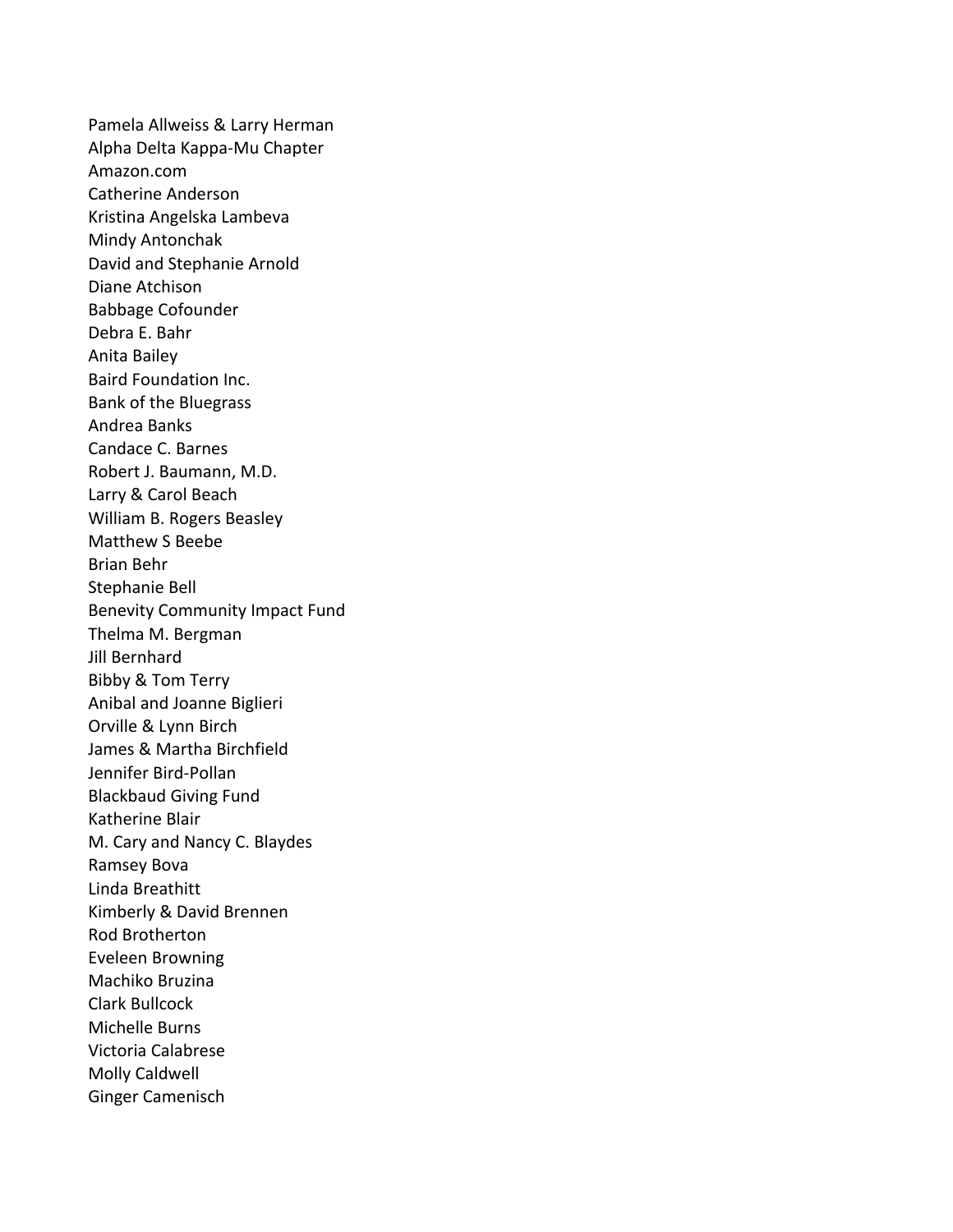Pamela Allweiss & Larry Herman
Alpha Delta Kappa-Mu Chapter
Amazon.com
Catherine Anderson
Kristina Angelska Lambeva
Mindy Antonchak
David and Stephanie Arnold
Diane Atchison
Babbage Cofounder
Debra E. Bahr
Anita Bailey
Baird Foundation Inc.
Bank of the Bluegrass
Andrea Banks
Candace C. Barnes
Robert J. Baumann, M.D.
Larry & Carol Beach
William B. Rogers Beasley
Matthew S Beebe
Brian Behr
Stephanie Bell
Benevity Community Impact Fund
Thelma M. Bergman
Jill Bernhard
Bibby & Tom Terry
Anibal and Joanne Biglieri
Orville & Lynn Birch
James & Martha Birchfield
Jennifer Bird-Pollan
Blackbaud Giving Fund
Katherine Blair
M. Cary and Nancy C. Blaydes
Ramsey Bova
Linda Breathitt
Kimberly & David Brennen
Rod Brotherton
Eveleen Browning
Machiko Bruzina
Clark Bullcock
Michelle Burns
Victoria Calabrese
Molly Caldwell
Ginger Camenisch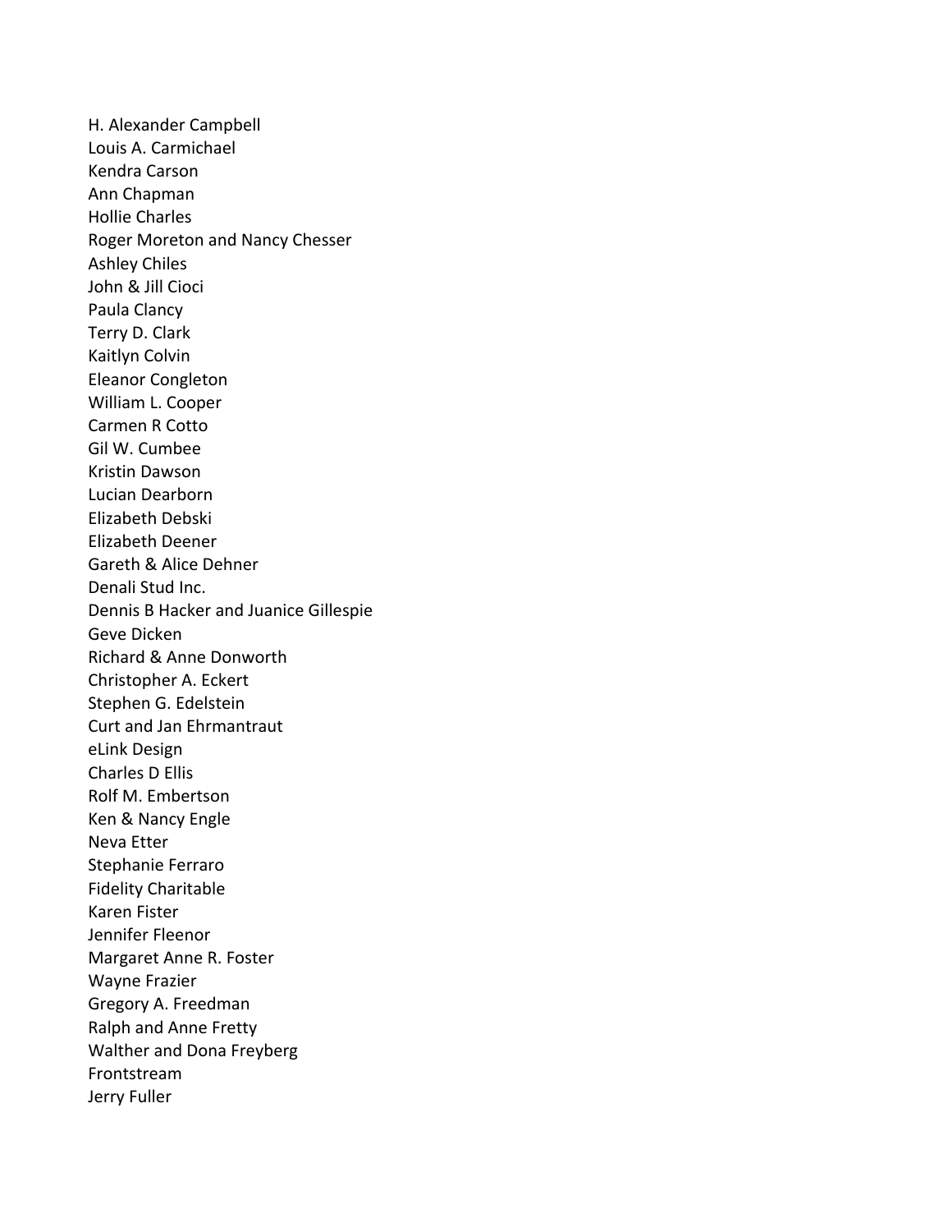H. Alexander Campbell
Louis A. Carmichael
Kendra Carson
Ann Chapman
Hollie Charles
Roger Moreton and Nancy Chesser
Ashley Chiles
John & Jill Cioci
Paula Clancy
Terry D. Clark
Kaitlyn Colvin
Eleanor Congleton
William L. Cooper
Carmen R Cotto
Gil W. Cumbee
Kristin Dawson
Lucian Dearborn
Elizabeth Debski
Elizabeth Deener
Gareth & Alice Dehner
Denali Stud Inc.
Dennis B Hacker and Juanice Gillespie
Geve Dicken
Richard & Anne Donworth
Christopher A. Eckert
Stephen G. Edelstein
Curt and Jan Ehrmantraut
eLink Design
Charles D Ellis
Rolf M. Embertson
Ken & Nancy Engle
Neva Etter
Stephanie Ferraro
Fidelity Charitable
Karen Fister
Jennifer Fleenor
Margaret Anne R. Foster
Wayne Frazier
Gregory A. Freedman
Ralph and Anne Fretty
Walther and Dona Freyberg
Frontstream
Jerry Fuller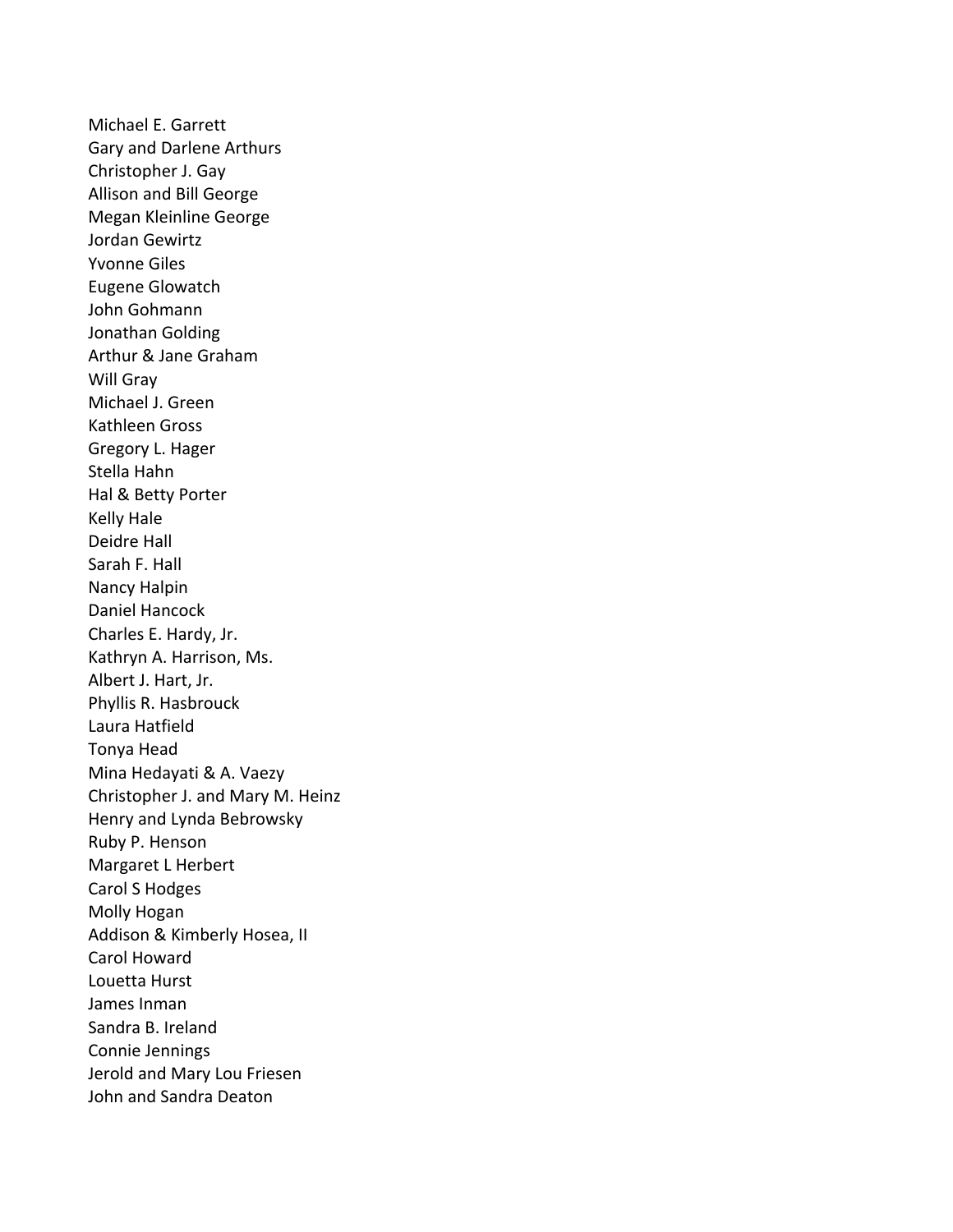Michael E. Garrett
Gary and Darlene Arthurs
Christopher J. Gay
Allison and Bill George
Megan Kleinline George
Jordan Gewirtz
Yvonne Giles
Eugene Glowatch
John Gohmann
Jonathan Golding
Arthur & Jane Graham
Will Gray
Michael J. Green
Kathleen Gross
Gregory L. Hager
Stella Hahn
Hal & Betty Porter
Kelly Hale
Deidre Hall
Sarah F. Hall
Nancy Halpin
Daniel Hancock
Charles E. Hardy, Jr.
Kathryn A. Harrison, Ms.
Albert J. Hart, Jr.
Phyllis R. Hasbrouck
Laura Hatfield
Tonya Head
Mina Hedayati & A. Vaezy
Christopher J. and Mary M. Heinz
Henry and Lynda Bebrowsky
Ruby P. Henson
Margaret L Herbert
Carol S Hodges
Molly Hogan
Addison & Kimberly Hosea, II
Carol Howard
Louetta Hurst
James Inman
Sandra B. Ireland
Connie Jennings
Jerold and Mary Lou Friesen
John and Sandra Deaton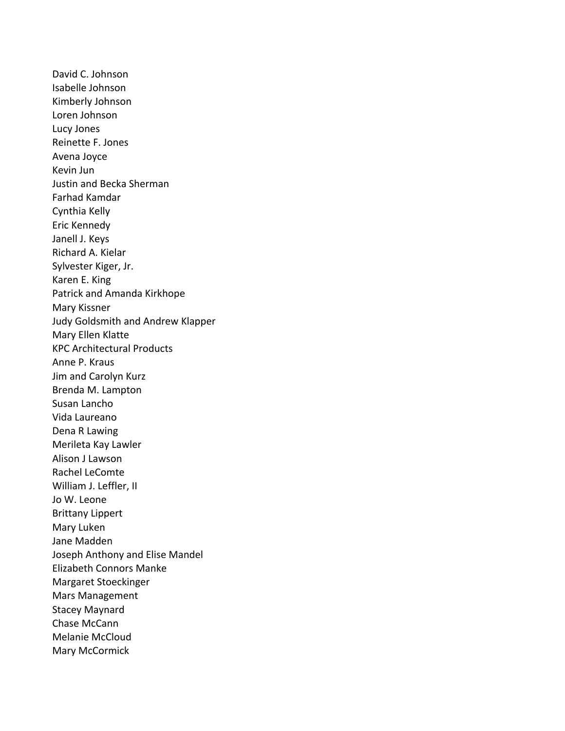David C. Johnson
Isabelle Johnson
Kimberly Johnson
Loren Johnson
Lucy Jones
Reinette F. Jones
Avena Joyce
Kevin Jun
Justin and Becka Sherman
Farhad Kamdar
Cynthia Kelly
Eric Kennedy
Janell J. Keys
Richard A. Kielar
Sylvester Kiger, Jr.
Karen E. King
Patrick and Amanda Kirkhope
Mary Kissner
Judy Goldsmith and Andrew Klapper
Mary Ellen Klatte
KPC Architectural Products
Anne P. Kraus
Jim and Carolyn Kurz
Brenda M. Lampton
Susan Lancho
Vida Laureano
Dena R Lawing
Merileta Kay Lawler
Alison J Lawson
Rachel LeComte
William J. Leffler, II
Jo W. Leone
Brittany Lippert
Mary Luken
Jane Madden
Joseph Anthony and Elise Mandel
Elizabeth Connors Manke
Margaret Stoeckinger
Mars Management
Stacey Maynard
Chase McCann
Melanie McCloud
Mary McCormick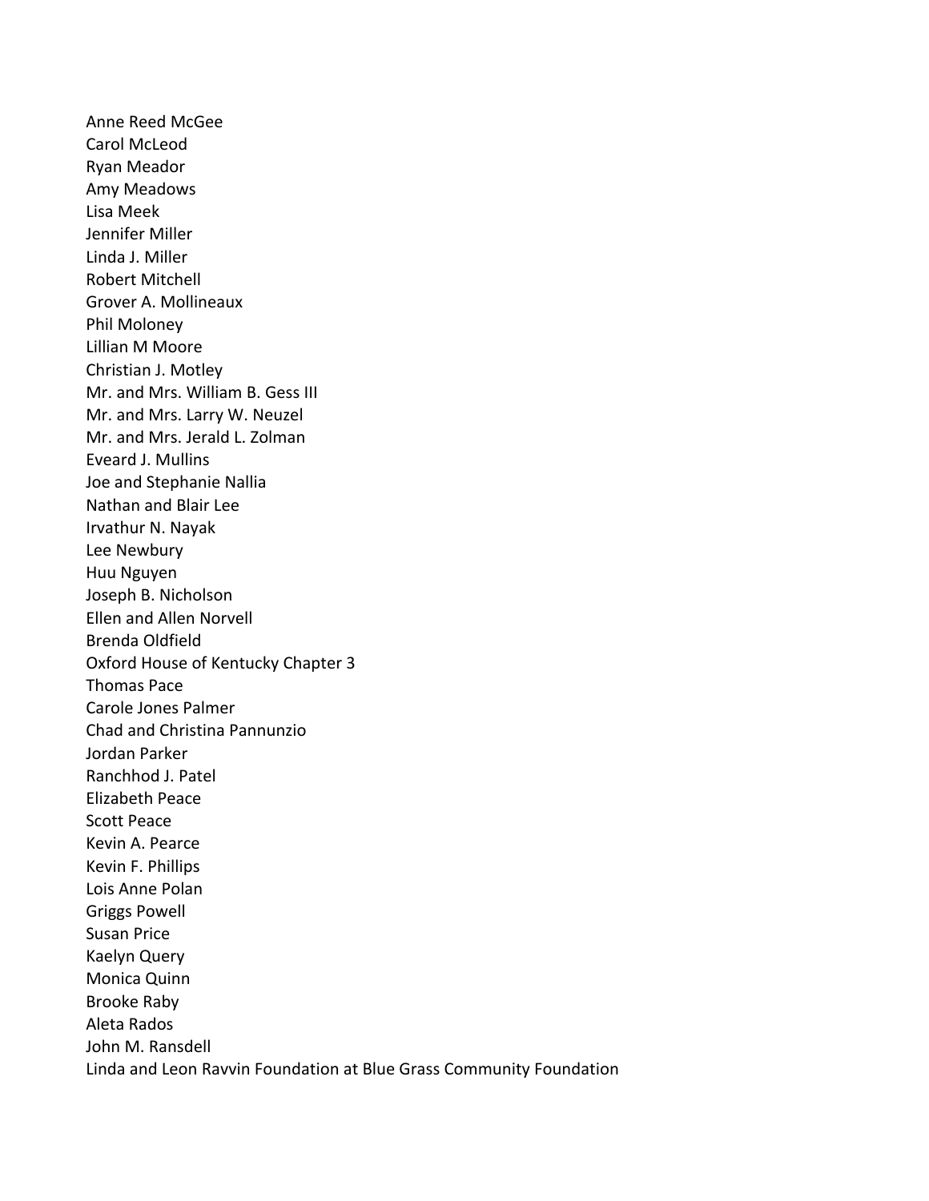Anne Reed McGee
Carol McLeod
Ryan Meador
Amy Meadows
Lisa Meek
Jennifer Miller
Linda J. Miller
Robert Mitchell
Grover A. Mollineaux
Phil Moloney
Lillian M Moore
Christian J. Motley
Mr. and Mrs. William B. Gess III
Mr. and Mrs. Larry W. Neuzel
Mr. and Mrs. Jerald L. Zolman
Eveard J. Mullins
Joe and Stephanie Nallia
Nathan and Blair Lee
Irvathur N. Nayak
Lee Newbury
Huu Nguyen
Joseph B. Nicholson
Ellen and Allen Norvell
Brenda Oldfield
Oxford House of Kentucky Chapter 3
Thomas Pace
Carole Jones Palmer
Chad and Christina Pannunzio
Jordan Parker
Ranchhod J. Patel
Elizabeth Peace
Scott Peace
Kevin A. Pearce
Kevin F. Phillips
Lois Anne Polan
Griggs Powell
Susan Price
Kaelyn Query
Monica Quinn
Brooke Raby
Aleta Rados
John M. Ransdell
Linda and Leon Ravvin Foundation at Blue Grass Community Foundation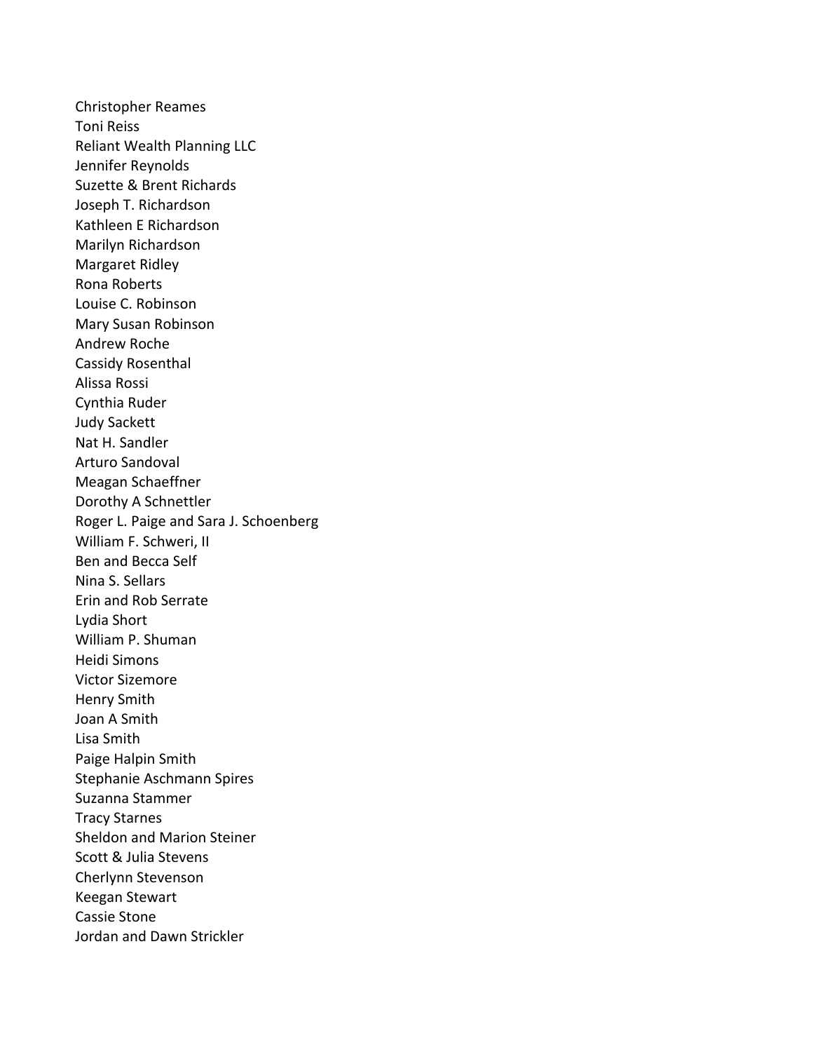Christopher Reames
Toni Reiss
Reliant Wealth Planning LLC
Jennifer Reynolds
Suzette & Brent Richards
Joseph T. Richardson
Kathleen E Richardson
Marilyn Richardson
Margaret Ridley
Rona Roberts
Louise C. Robinson
Mary Susan Robinson
Andrew Roche
Cassidy Rosenthal
Alissa Rossi
Cynthia Ruder
Judy Sackett
Nat H. Sandler
Arturo Sandoval
Meagan Schaeffner
Dorothy A Schnettler
Roger L. Paige and Sara J. Schoenberg
William F. Schweri, II
Ben and Becca Self
Nina S. Sellars
Erin and Rob Serrate
Lydia Short
William P. Shuman
Heidi Simons
Victor Sizemore
Henry Smith
Joan A Smith
Lisa Smith
Paige Halpin Smith
Stephanie Aschmann Spires
Suzanna Stammer
Tracy Starnes
Sheldon and Marion Steiner
Scott & Julia Stevens
Cherlynn Stevenson
Keegan Stewart
Cassie Stone
Jordan and Dawn Strickler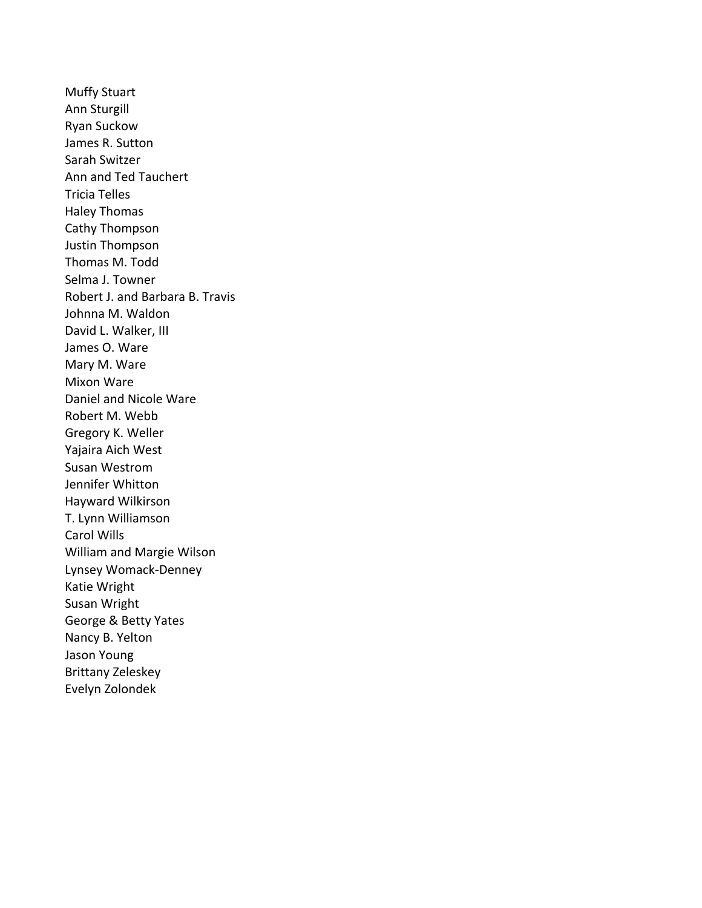Muffy Stuart
Ann Sturgill
Ryan Suckow
James R. Sutton
Sarah Switzer
Ann and Ted Tauchert
Tricia Telles
Haley Thomas
Cathy Thompson
Justin Thompson
Thomas M. Todd
Selma J. Towner
Robert J. and Barbara B. Travis
Johnna M. Waldon
David L. Walker, III
James O. Ware
Mary M. Ware
Mixon Ware
Daniel and Nicole Ware
Robert M. Webb
Gregory K. Weller
Yajaira Aich West
Susan Westrom
Jennifer Whitton
Hayward Wilkirson
T. Lynn Williamson
Carol Wills
William and Margie Wilson
Lynsey Womack-Denney
Katie Wright
Susan Wright
George & Betty Yates
Nancy B. Yelton
Jason Young
Brittany Zeleskey
Evelyn Zolondek